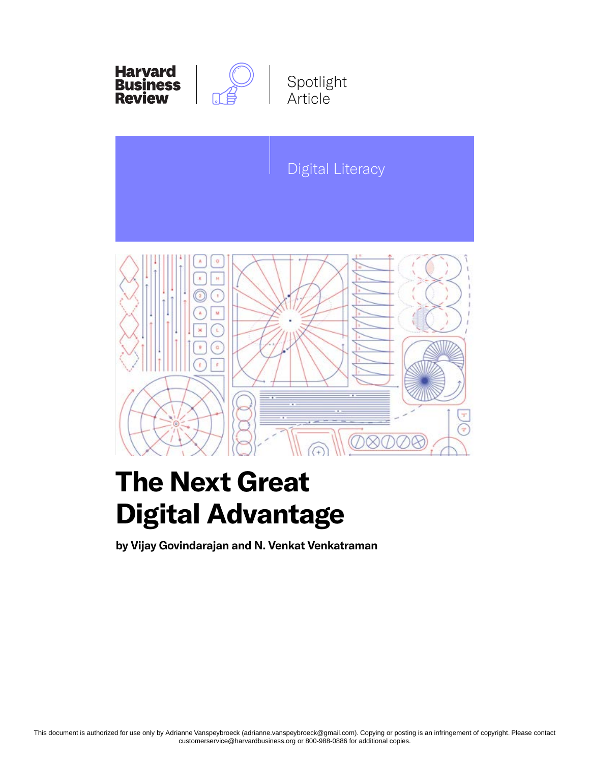Harvard Business Review

Spotlight Article

Digital Literacy

# The Next Great Digital Advantage

**by Vijay Govindarajan and N. Venkat Venkatraman**

This document is authorized for use only by Adrianne Vanspeybroeck (adrianne.vanspeybroeck@gmail.com). Copying or posting is an infringement of copyright. Please contact customerservice@harvardbusiness.org or 800-988-0886 for additional copies.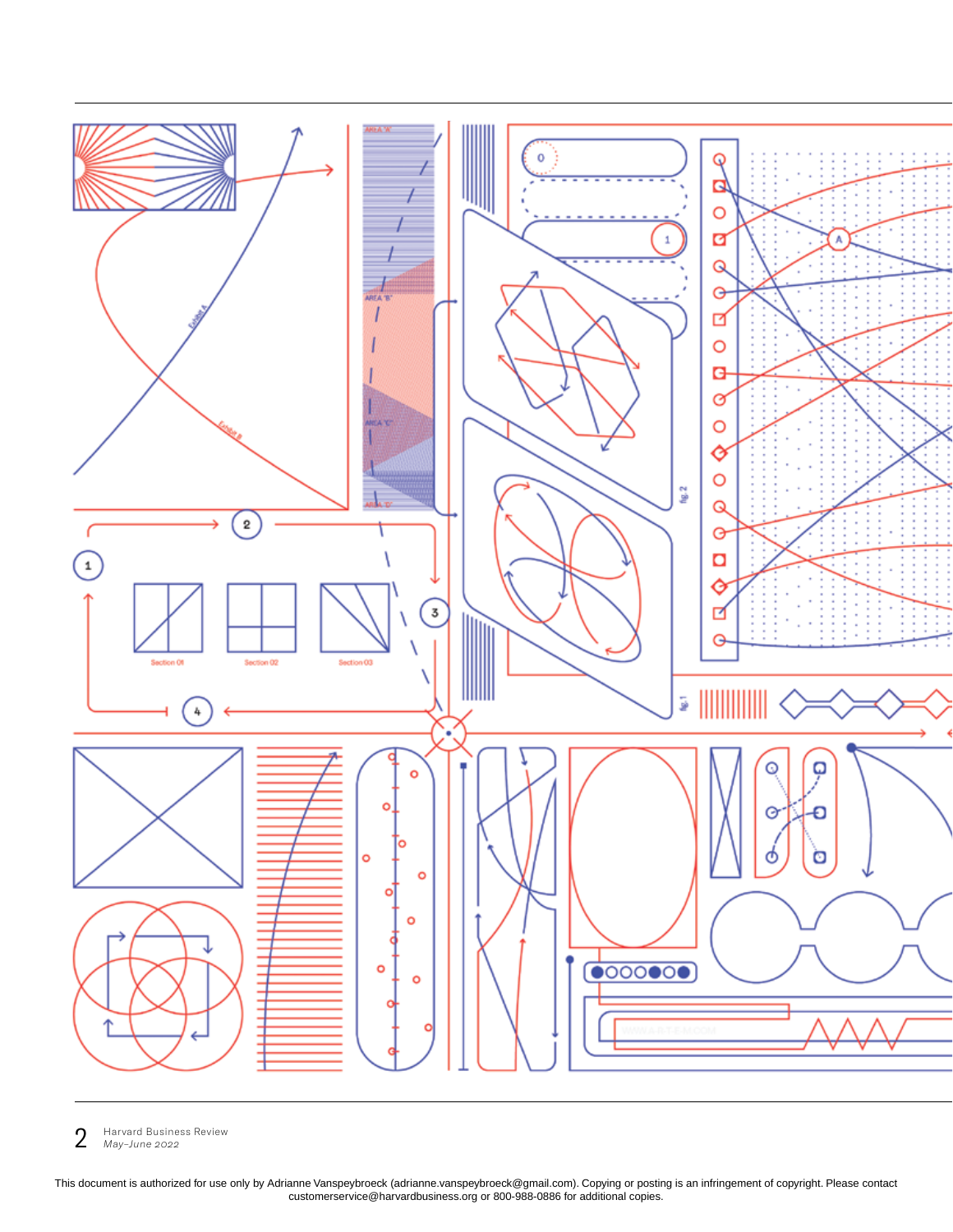This document is authorized for use only by Adrianne Vanspeybroeck (adrianne.vanspeybroeck@gmail.com). Copying or posting is an infringement of copyright. Please contact customerservice@harvardbusiness.org or 800-988-0886 for additional copies.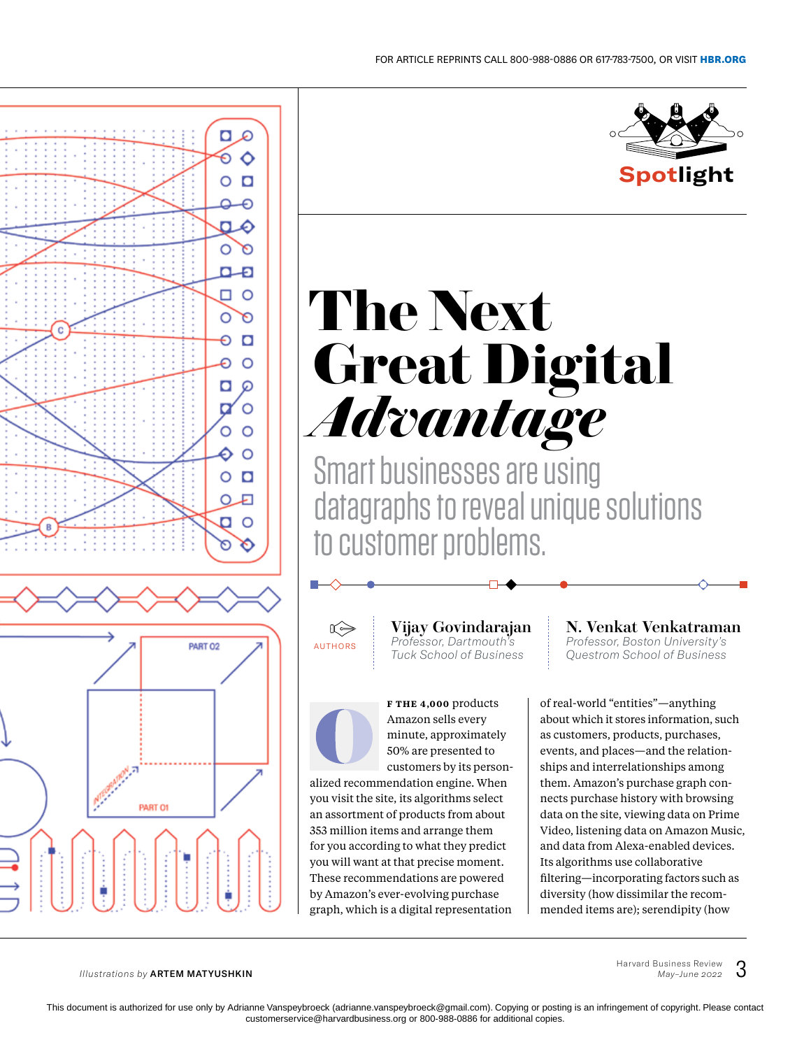Spotlight

# The Next Great Digital *Advantage*

## Smart businesses are using datagraphs to reveal unique solutions to customer problems.

AUTHORS

**Vijay Govindarajan**
*Professor, Dartmouth's Tuck School of Business*

**N. Venkat Venkatraman**
*Professor, Boston University's Questrom School of Business*

OF THE 4,000 products Amazon sells every minute, approximately 50% are presented to customers by its personalized recommendation engine. When you visit the site, its algorithms select an assortment of products from about 353 million items and arrange them for you according to what they predict you will want at that precise moment. These recommendations are powered by Amazon's ever-evolving purchase graph, which is a digital representation of real-world "entities"—anything about which it stores information, such as customers, products, purchases, events, and places—and the relationships and interrelationships among them. Amazon's purchase graph connects purchase history with browsing data on the site, viewing data on Prime Video, listening data on Amazon Music, and data from Alexa-enabled devices. Its algorithms use collaborative filtering—incorporating factors such as diversity (how dissimilar the recommended items are); serendipity (how

Illustrations by ARTEM MATYUSHKIN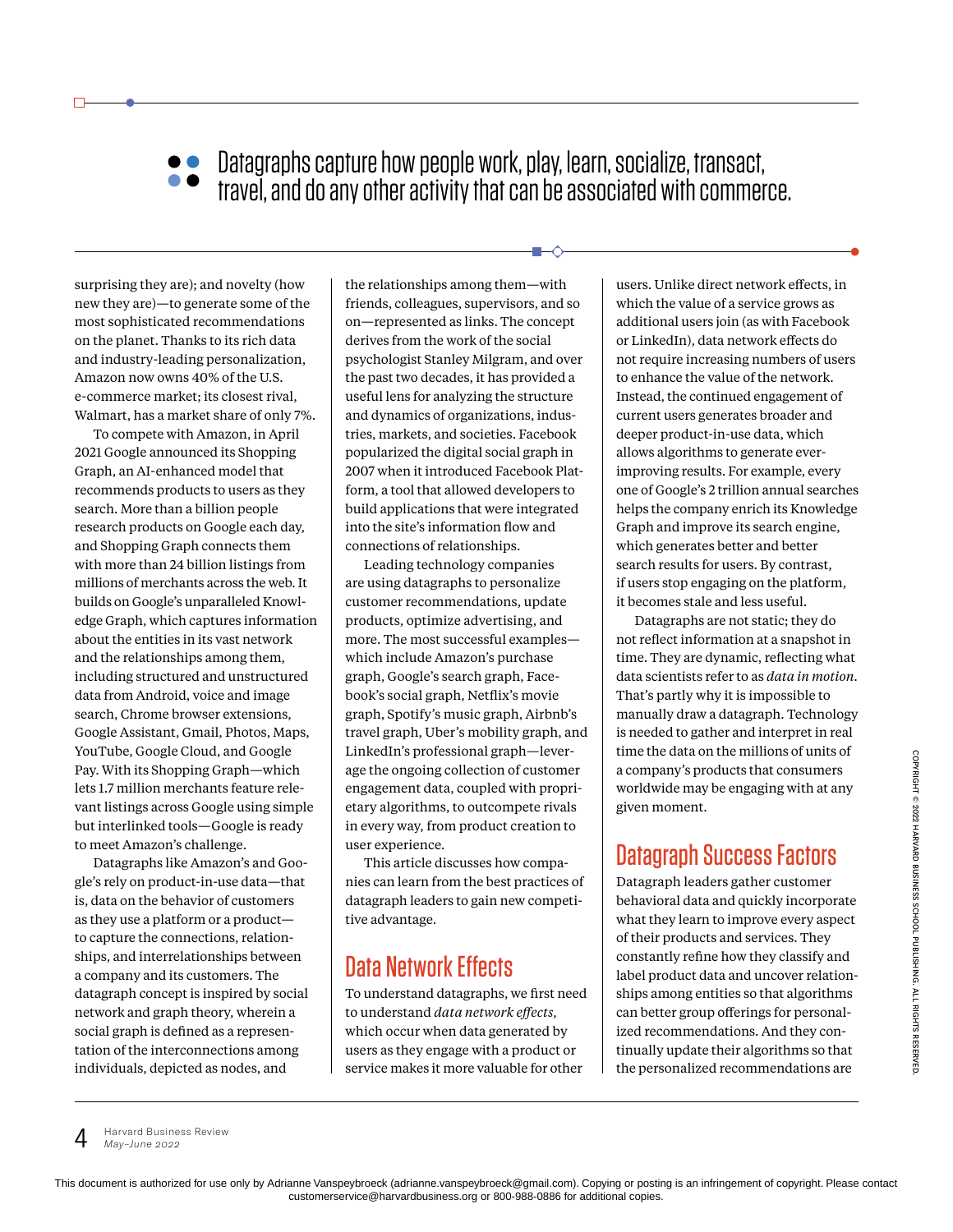> Datagraphs capture how people work, play, learn, socialize, transact, travel, and do any other activity that can be associated with commerce.

surprising they are); and novelty (how new they are)—to generate some of the most sophisticated recommendations on the planet. Thanks to its rich data and industry-leading personalization, Amazon now owns 40% of the U.S. e-commerce market; its closest rival, Walmart, has a market share of only 7%.

To compete with Amazon, in April 2021 Google announced its Shopping Graph, an AI-enhanced model that recommends products to users as they search. More than a billion people research products on Google each day, and Shopping Graph connects them with more than 24 billion listings from millions of merchants across the web. It builds on Google's unparalleled Knowledge Graph, which captures information about the entities in its vast network and the relationships among them, including structured and unstructured data from Android, voice and image search, Chrome browser extensions, Google Assistant, Gmail, Photos, Maps, YouTube, Google Cloud, and Google Pay. With its Shopping Graph—which lets 1.7 million merchants feature relevant listings across Google using simple but interlinked tools—Google is ready to meet Amazon's challenge.

Datagraphs like Amazon's and Google's rely on product-in-use data—that is, data on the behavior of customers as they use a platform or a product—to capture the connections, relationships, and interrelationships between a company and its customers. The datagraph concept is inspired by social network and graph theory, wherein a social graph is defined as a representation of the interconnections among individuals, depicted as nodes, and the relationships among them—with friends, colleagues, supervisors, and so on—represented as links. The concept derives from the work of the social psychologist Stanley Milgram, and over the past two decades, it has provided a useful lens for analyzing the structure and dynamics of organizations, industries, markets, and societies. Facebook popularized the digital social graph in 2007 when it introduced Facebook Platform, a tool that allowed developers to build applications that were integrated into the site's information flow and connections of relationships.

Leading technology companies are using datagraphs to personalize customer recommendations, update products, optimize advertising, and more. The most successful examples—which include Amazon's purchase graph, Google's search graph, Facebook's social graph, Netflix's movie graph, Spotify's music graph, Airbnb's travel graph, Uber's mobility graph, and LinkedIn's professional graph—leverage the ongoing collection of customer engagement data, coupled with proprietary algorithms, to outcompete rivals in every way, from product creation to user experience.

This article discusses how companies can learn from the best practices of datagraph leaders to gain new competitive advantage.

## Data Network Effects

To understand datagraphs, we first need to understand *data network effects,* which occur when data generated by users as they engage with a product or service makes it more valuable for other users. Unlike direct network effects, in which the value of a service grows as additional users join (as with Facebook or LinkedIn), data network effects do not require increasing numbers of users to enhance the value of the network. Instead, the continued engagement of current users generates broader and deeper product-in-use data, which allows algorithms to generate ever-improving results. For example, every one of Google's 2 trillion annual searches helps the company enrich its Knowledge Graph and improve its search engine, which generates better and better search results for users. By contrast, if users stop engaging on the platform, it becomes stale and less useful.

Datagraphs are not static; they do not reflect information at a snapshot in time. They are dynamic, reflecting what data scientists refer to as *data in motion*. That's partly why it is impossible to manually draw a datagraph. Technology is needed to gather and interpret in real time the data on the millions of units of a company's products that consumers worldwide may be engaging with at any given moment.

## Datagraph Success Factors

Datagraph leaders gather customer behavioral data and quickly incorporate what they learn to improve every aspect of their products and services. They constantly refine how they classify and label product data and uncover relationships among entities so that algorithms can better group offerings for personalized recommendations. And they continually update their algorithms so that the personalized recommendations are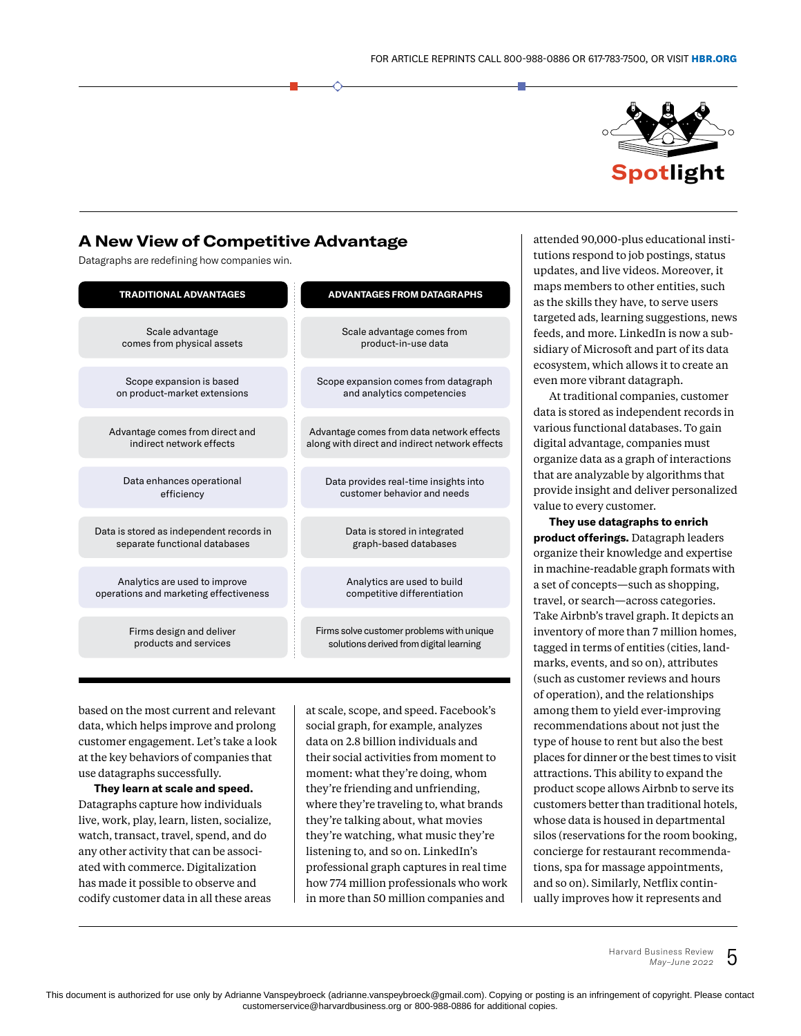## A New View of Competitive Advantage

Datagraphs are redefining how companies win.

| TRADITIONAL ADVANTAGES | ADVANTAGES FROM DATAGRAPHS |
|---|---|
| Scale advantage comes from physical assets | Scale advantage comes from product-in-use data |
| Scope expansion is based on product-market extensions | Scope expansion comes from datagraph and analytics competencies |
| Advantage comes from direct and indirect network effects | Advantage comes from data network effects along with direct and indirect network effects |
| Data enhances operational efficiency | Data provides real-time insights into customer behavior and needs |
| Data is stored as independent records in separate functional databases | Data is stored in integrated graph-based databases |
| Analytics are used to improve operations and marketing effectiveness | Analytics are used to build competitive differentiation |
| Firms design and deliver products and services | Firms solve customer problems with unique solutions derived from digital learning |

based on the most current and relevant data, which helps improve and prolong customer engagement. Let's take a look at the key behaviors of companies that use datagraphs successfully.

**They learn at scale and speed.** Datagraphs capture how individuals live, work, play, learn, listen, socialize, watch, transact, travel, spend, and do any other activity that can be associated with commerce. Digitalization has made it possible to observe and codify customer data in all these areas at scale, scope, and speed. Facebook's social graph, for example, analyzes data on 2.8 billion individuals and their social activities from moment to moment: what they're doing, whom they're friending and unfriending, where they're traveling to, what brands they're talking about, what movies they're watching, what music they're listening to, and so on. LinkedIn's professional graph captures in real time how 774 million professionals who work in more than 50 million companies and attended 90,000-plus educational institutions respond to job postings, status updates, and live videos. Moreover, it maps members to other entities, such as the skills they have, to serve users targeted ads, learning suggestions, news feeds, and more. LinkedIn is now a subsidiary of Microsoft and part of its data ecosystem, which allows it to create an even more vibrant datagraph.

At traditional companies, customer data is stored as independent records in various functional databases. To gain digital advantage, companies must organize data as a graph of interactions that are analyzable by algorithms that provide insight and deliver personalized value to every customer.

**They use datagraphs to enrich product offerings.** Datagraph leaders organize their knowledge and expertise in machine-readable graph formats with a set of concepts—such as shopping, travel, or search—across categories. Take Airbnb's travel graph. It depicts an inventory of more than 7 million homes, tagged in terms of entities (cities, landmarks, events, and so on), attributes (such as customer reviews and hours of operation), and the relationships among them to yield ever-improving recommendations about not just the type of house to rent but also the best places for dinner or the best times to visit attractions. This ability to expand the product scope allows Airbnb to serve its customers better than traditional hotels, whose data is housed in departmental silos (reservations for the room booking, concierge for restaurant recommendations, spa for massage appointments, and so on). Similarly, Netflix continually improves how it represents and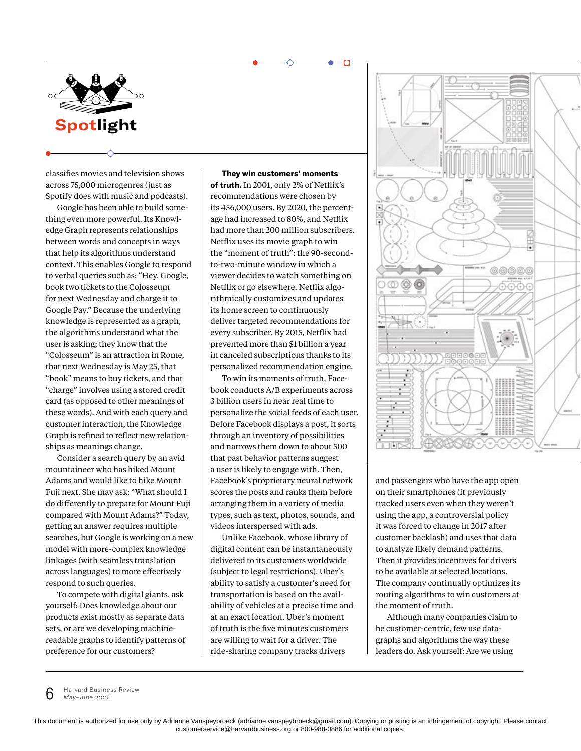# Spotlight

classifies movies and television shows across 75,000 microgenres (just as Spotify does with music and podcasts).

Google has been able to build something even more powerful. Its Knowledge Graph represents relationships between words and concepts in ways that help its algorithms understand context. This enables Google to respond to verbal queries such as: "Hey, Google, book two tickets to the Colosseum for next Wednesday and charge it to Google Pay." Because the underlying knowledge is represented as a graph, the algorithms understand what the user is asking; they know that the "Colosseum" is an attraction in Rome, that next Wednesday is May 25, that "book" means to buy tickets, and that "charge" involves using a stored credit card (as opposed to other meanings of these words). And with each query and customer interaction, the Knowledge Graph is refined to reflect new relationships as meanings change.

Consider a search query by an avid mountaineer who has hiked Mount Adams and would like to hike Mount Fuji next. She may ask: "What should I do differently to prepare for Mount Fuji compared with Mount Adams?" Today, getting an answer requires multiple searches, but Google is working on a new model with more-complex knowledge linkages (with seamless translation across languages) to more effectively respond to such queries.

To compete with digital giants, ask yourself: Does knowledge about our products exist mostly as separate data sets, or are we developing machine-readable graphs to identify patterns of preference for our customers?

**They win customers' moments of truth.** In 2001, only 2% of Netflix's recommendations were chosen by its 456,000 users. By 2020, the percentage had increased to 80%, and Netflix had more than 200 million subscribers. Netflix uses its movie graph to win the "moment of truth": the 90-second-to-two-minute window in which a viewer decides to watch something on Netflix or go elsewhere. Netflix algorithmically customizes and updates its home screen to continuously deliver targeted recommendations for every subscriber. By 2015, Netflix had prevented more than $1 billion a year in canceled subscriptions thanks to its personalized recommendation engine.

To win its moments of truth, Facebook conducts A/B experiments across 3 billion users in near real time to personalize the social feeds of each user. Before Facebook displays a post, it sorts through an inventory of possibilities and narrows them down to about 500 that past behavior patterns suggest a user is likely to engage with. Then, Facebook's proprietary neural network scores the posts and ranks them before arranging them in a variety of media types, such as text, photos, sounds, and videos interspersed with ads.

Unlike Facebook, whose library of digital content can be instantaneously delivered to its customers worldwide (subject to legal restrictions), Uber's ability to satisfy a customer's need for transportation is based on the availability of vehicles at a precise time and at an exact location. Uber's moment of truth is the five minutes customers are willing to wait for a driver. The ride-sharing company tracks drivers and passengers who have the app open on their smartphones (it previously tracked users even when they weren't using the app, a controversial policy it was forced to change in 2017 after customer backlash) and uses that data to analyze likely demand patterns. Then it provides incentives for drivers to be available at selected locations. The company continually optimizes its routing algorithms to win customers at the moment of truth.

Although many companies claim to be customer-centric, few use datagraphs and algorithms the way these leaders do. Ask yourself: Are we using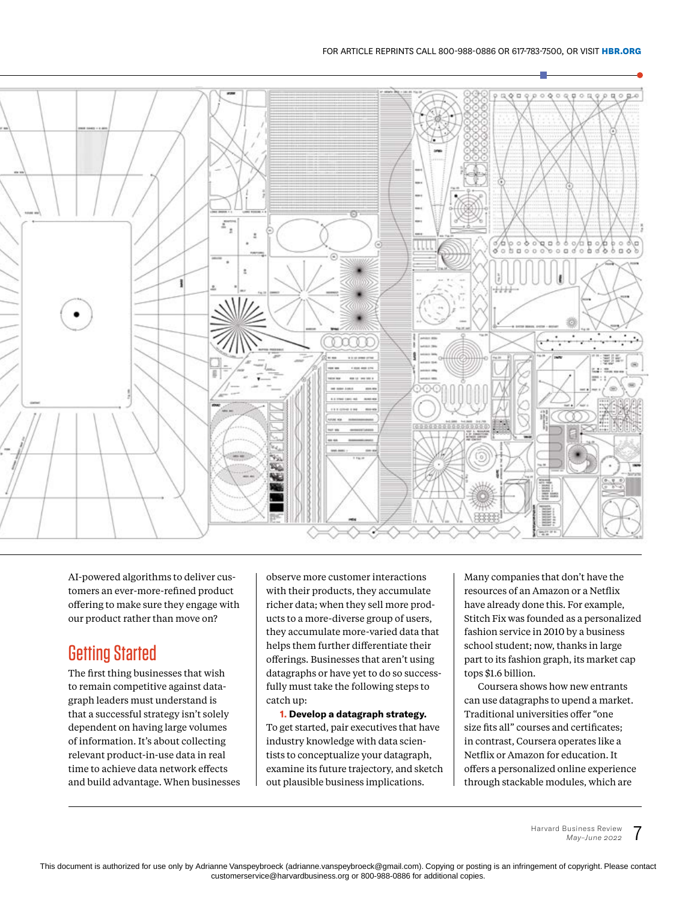AI-powered algorithms to deliver customers an ever-more-refined product offering to make sure they engage with our product rather than move on?

## Getting Started

The first thing businesses that wish to remain competitive against datagraph leaders must understand is that a successful strategy isn't solely dependent on having large volumes of information. It's about collecting relevant product-in-use data in real time to achieve data network effects and build advantage. When businesses observe more customer interactions with their products, they accumulate richer data; when they sell more products to a more-diverse group of users, they accumulate more-varied data that helps them further differentiate their offerings. Businesses that aren't using datagraphs or have yet to do so successfully must take the following steps to catch up:

**1. Develop a datagraph strategy.** To get started, pair executives that have industry knowledge with data scientists to conceptualize your datagraph, examine its future trajectory, and sketch out plausible business implications.

Many companies that don't have the resources of an Amazon or a Netflix have already done this. For example, Stitch Fix was founded as a personalized fashion service in 2010 by a business school student; now, thanks in large part to its fashion graph, its market cap tops $1.6 billion.

Coursera shows how new entrants can use datagraphs to upend a market. Traditional universities offer "one size fits all" courses and certificates; in contrast, Coursera operates like a Netflix or Amazon for education. It offers a personalized online experience through stackable modules, which are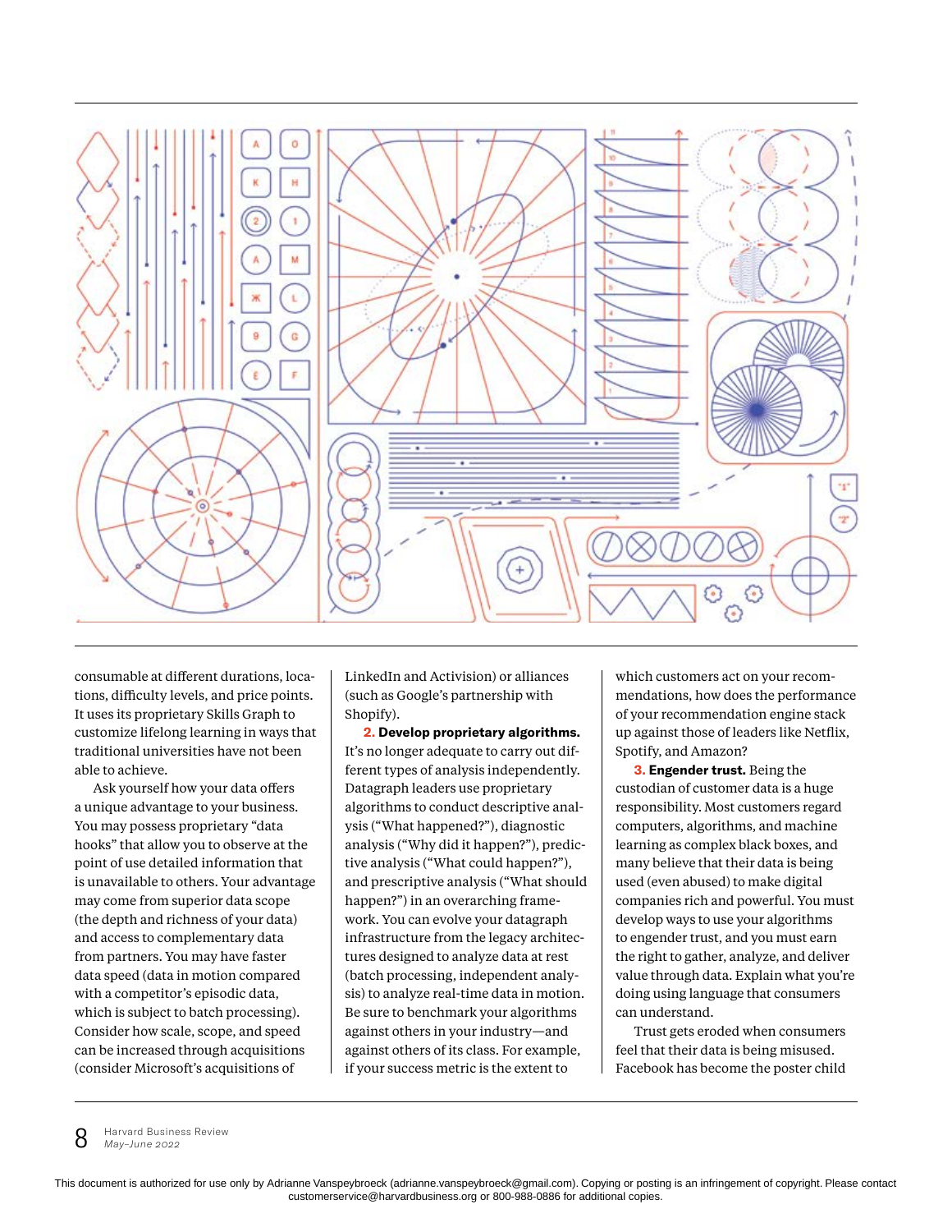consumable at different durations, locations, difficulty levels, and price points. It uses its proprietary Skills Graph to customize lifelong learning in ways that traditional universities have not been able to achieve.

Ask yourself how your data offers a unique advantage to your business. You may possess proprietary "data hooks" that allow you to observe at the point of use detailed information that is unavailable to others. Your advantage may come from superior data scope (the depth and richness of your data) and access to complementary data from partners. You may have faster data speed (data in motion compared with a competitor's episodic data, which is subject to batch processing). Consider how scale, scope, and speed can be increased through acquisitions (consider Microsoft's acquisitions of LinkedIn and Activision) or alliances (such as Google's partnership with Shopify).

**2. Develop proprietary algorithms.** It's no longer adequate to carry out different types of analysis independently. Datagraph leaders use proprietary algorithms to conduct descriptive analysis ("What happened?"), diagnostic analysis ("Why did it happen?"), predictive analysis ("What could happen?"), and prescriptive analysis ("What should happen?") in an overarching framework. You can evolve your datagraph infrastructure from the legacy architectures designed to analyze data at rest (batch processing, independent analysis) to analyze real-time data in motion. Be sure to benchmark your algorithms against others in your industry—and against others of its class. For example, if your success metric is the extent to which customers act on your recommendations, how does the performance of your recommendation engine stack up against those of leaders like Netflix, Spotify, and Amazon?

**3. Engender trust.** Being the custodian of customer data is a huge responsibility. Most customers regard computers, algorithms, and machine learning as complex black boxes, and many believe that their data is being used (even abused) to make digital companies rich and powerful. You must develop ways to use your algorithms to engender trust, and you must earn the right to gather, analyze, and deliver value through data. Explain what you're doing using language that consumers can understand.

Trust gets eroded when consumers feel that their data is being misused. Facebook has become the poster child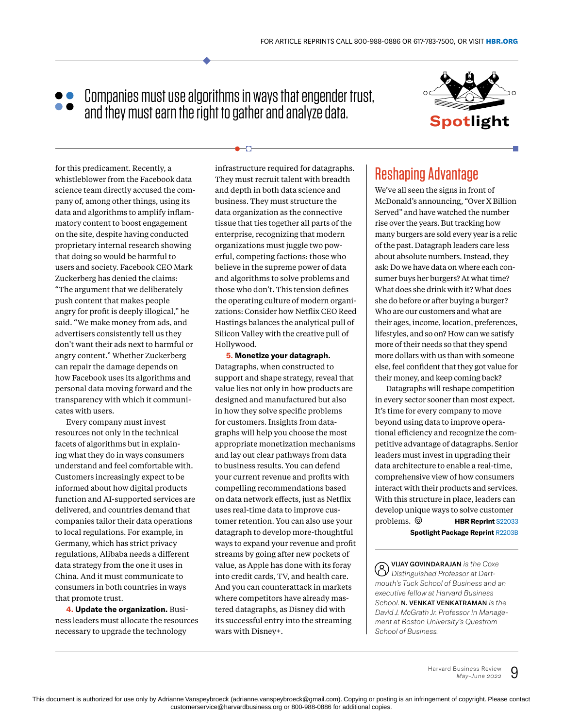Companies must use algorithms in ways that engender trust, and they must earn the right to gather and analyze data.

for this predicament. Recently, a whistleblower from the Facebook data science team directly accused the company of, among other things, using its data and algorithms to amplify inflammatory content to boost engagement on the site, despite having conducted proprietary internal research showing that doing so would be harmful to users and society. Facebook CEO Mark Zuckerberg has denied the claims: "The argument that we deliberately push content that makes people angry for profit is deeply illogical," he said. "We make money from ads, and advertisers consistently tell us they don't want their ads next to harmful or angry content." Whether Zuckerberg can repair the damage depends on how Facebook uses its algorithms and personal data moving forward and the transparency with which it communicates with users.

Every company must invest resources not only in the technical facets of algorithms but in explaining what they do in ways consumers understand and feel comfortable with. Customers increasingly expect to be informed about how digital products function and AI-supported services are delivered, and countries demand that companies tailor their data operations to local regulations. For example, in Germany, which has strict privacy regulations, Alibaba needs a different data strategy from the one it uses in China. And it must communicate to consumers in both countries in ways that promote trust.

**4. Update the organization.** Business leaders must allocate the resources necessary to upgrade the technology infrastructure required for datagraphs. They must recruit talent with breadth and depth in both data science and business. They must structure the data organization as the connective tissue that ties together all parts of the enterprise, recognizing that modern organizations must juggle two powerful, competing factions: those who believe in the supreme power of data and algorithms to solve problems and those who don't. This tension defines the operating culture of modern organizations: Consider how Netflix CEO Reed Hastings balances the analytical pull of Silicon Valley with the creative pull of Hollywood.

**5. Monetize your datagraph.** Datagraphs, when constructed to support and shape strategy, reveal that value lies not only in how products are designed and manufactured but also in how they solve specific problems for customers. Insights from datagraphs will help you choose the most appropriate monetization mechanisms and lay out clear pathways from data to business results. You can defend your current revenue and profits with compelling recommendations based on data network effects, just as Netflix uses real-time data to improve customer retention. You can also use your datagraph to develop more-thoughtful ways to expand your revenue and profit streams by going after new pockets of value, as Apple has done with its foray into credit cards, TV, and health care. And you can counterattack in markets where competitors have already mastered datagraphs, as Disney did with its successful entry into the streaming wars with Disney+.

## Reshaping Advantage

We've all seen the signs in front of McDonald's announcing, "Over X Billion Served" and have watched the number rise over the years. But tracking how many burgers are sold every year is a relic of the past. Datagraph leaders care less about absolute numbers. Instead, they ask: Do we have data on where each consumer buys her burgers? At what time? What does she drink with it? What does she do before or after buying a burger? Who are our customers and what are their ages, income, location, preferences, lifestyles, and so on? How can we satisfy more of their needs so that they spend more dollars with us than with someone else, feel confident that they got value for their money, and keep coming back?

Datagraphs will reshape competition in every sector sooner than most expect. It's time for every company to move beyond using data to improve operational efficiency and recognize the competitive advantage of datagraphs. Senior leaders must invest in upgrading their data architecture to enable a real-time, comprehensive view of how consumers interact with their products and services. With this structure in place, leaders can develop unique ways to solve customer problems.

**HBR Reprint** S22033
**Spotlight Package Reprint** R2203B

**VIJAY GOVINDARAJAN** *is the Coxe Distinguished Professor at Dartmouth's Tuck School of Business and an executive fellow at Harvard Business School.* **N. VENKAT VENKATRAMAN** *is the David J. McGrath Jr. Professor in Management at Boston University's Questrom School of Business.*